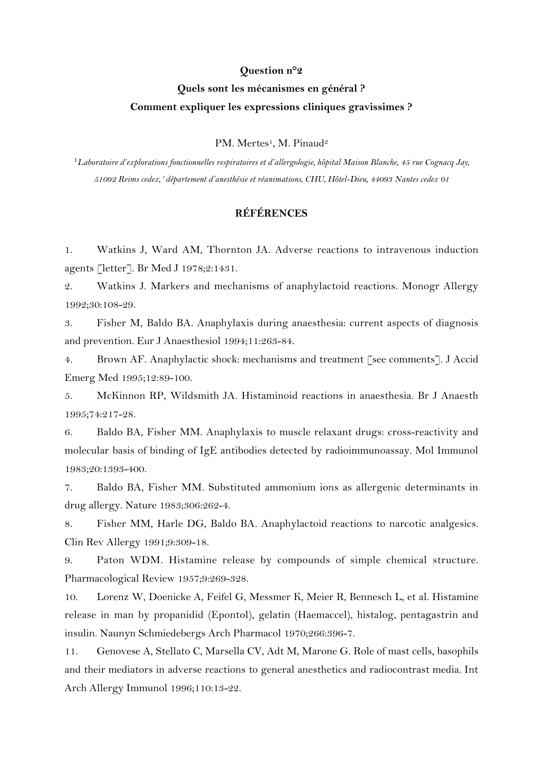**Question n°2**

**Quels sont les mécanismes en général ?**

**Comment expliquer les expressions cliniques gravissimes ?**

PM. Mertes[1], M. Pinaud[2]

[1]*Laboratoire d'explorations fonctionnelles respiratoires et d'allergologie, hôpital Maison Blanche, 45 rue Cognacq Jay, 51092 Reims cedex,* [2]*département d'anesthésie et réanimations, CHU, Hôtel-Dieu, 44093 Nantes cedex 01*

## RÉFÉRENCES

1. Watkins J, Ward AM, Thornton JA. Adverse reactions to intravenous induction agents [letter]. Br Med J 1978;2:1431.
2. Watkins J. Markers and mechanisms of anaphylactoid reactions. Monogr Allergy 1992;30:108-29.
3. Fisher M, Baldo BA. Anaphylaxis during anaesthesia: current aspects of diagnosis and prevention. Eur J Anaesthesiol 1994;11:263-84.
4. Brown AF. Anaphylactic shock: mechanisms and treatment [see comments]. J Accid Emerg Med 1995;12:89-100.
5. McKinnon RP, Wildsmith JA. Histaminoid reactions in anaesthesia. Br J Anaesth 1995;74:217-28.
6. Baldo BA, Fisher MM. Anaphylaxis to muscle relaxant drugs: cross-reactivity and molecular basis of binding of IgE antibodies detected by radioimmunoassay. Mol Immunol 1983;20:1393-400.
7. Baldo BA, Fisher MM. Substituted ammonium ions as allergenic determinants in drug allergy. Nature 1983;306:262-4.
8. Fisher MM, Harle DG, Baldo BA. Anaphylactoid reactions to narcotic analgesics. Clin Rev Allergy 1991;9:309-18.
9. Paton WDM. Histamine release by compounds of simple chemical structure. Pharmacological Review 1957;9:269-328.
10. Lorenz W, Doenicke A, Feifel G, Messmer K, Meier R, Bennesch L, et al. Histamine release in man by propanidid (Epontol), gelatin (Haemaccel), histalog, pentagastrin and insulin. Naunyn Schmiedebergs Arch Pharmacol 1970;266:396-7.
11. Genovese A, Stellato C, Marsella CV, Adt M, Marone G. Role of mast cells, basophils and their mediators in adverse reactions to general anesthetics and radiocontrast media. Int Arch Allergy Immunol 1996;110:13-22.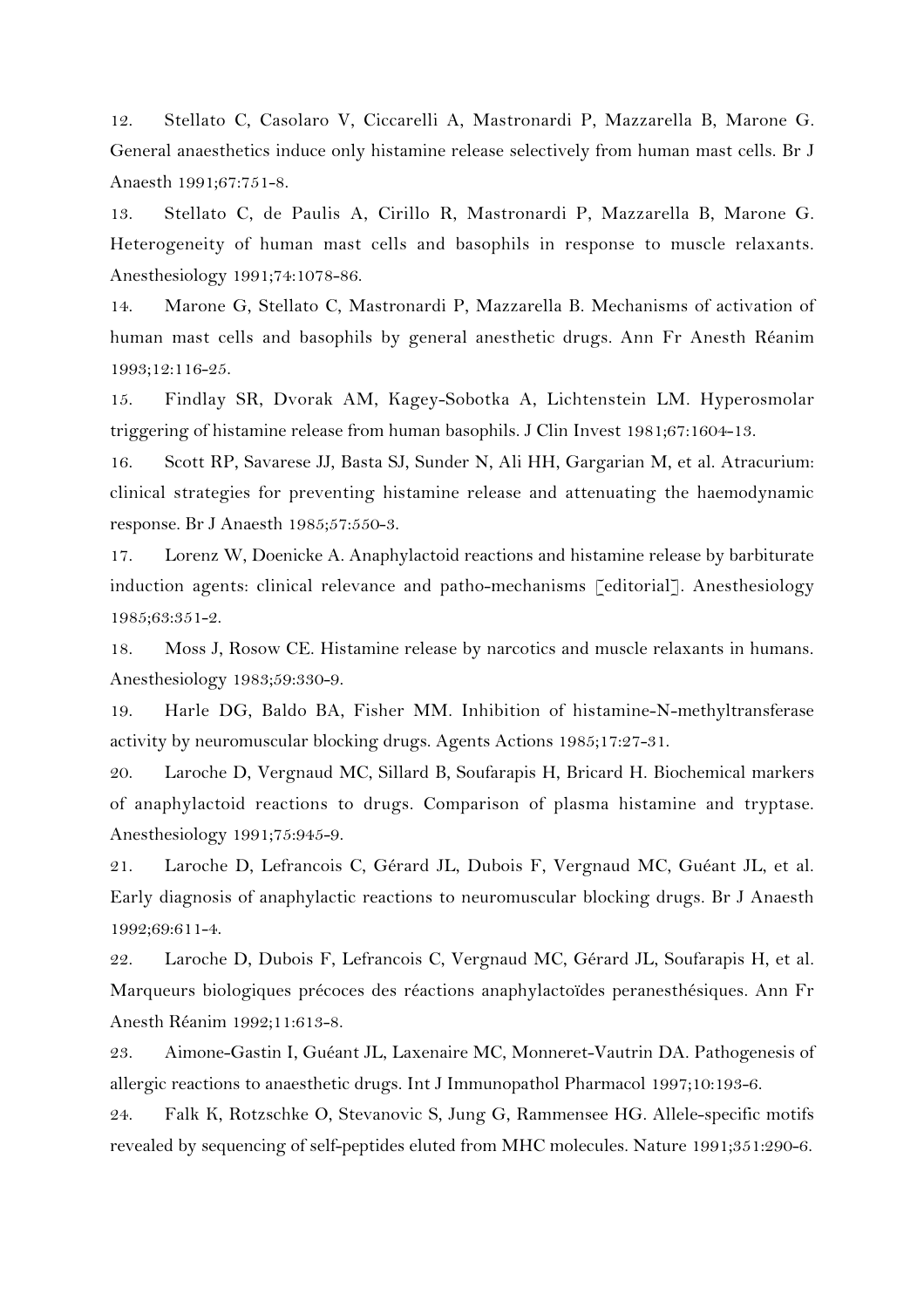12. Stellato C, Casolaro V, Ciccarelli A, Mastronardi P, Mazzarella B, Marone G. General anaesthetics induce only histamine release selectively from human mast cells. Br J Anaesth 1991;67:751-8.

13. Stellato C, de Paulis A, Cirillo R, Mastronardi P, Mazzarella B, Marone G. Heterogeneity of human mast cells and basophils in response to muscle relaxants. Anesthesiology 1991;74:1078-86.

14. Marone G, Stellato C, Mastronardi P, Mazzarella B. Mechanisms of activation of human mast cells and basophils by general anesthetic drugs. Ann Fr Anesth Réanim 1993;12:116-25.

15. Findlay SR, Dvorak AM, Kagey-Sobotka A, Lichtenstein LM. Hyperosmolar triggering of histamine release from human basophils. J Clin Invest 1981;67:1604-13.

16. Scott RP, Savarese JJ, Basta SJ, Sunder N, Ali HH, Gargarian M, et al. Atracurium: clinical strategies for preventing histamine release and attenuating the haemodynamic response. Br J Anaesth 1985;57:550-3.

17. Lorenz W, Doenicke A. Anaphylactoid reactions and histamine release by barbiturate induction agents: clinical relevance and patho-mechanisms [editorial]. Anesthesiology 1985;63:351-2.

18. Moss J, Rosow CE. Histamine release by narcotics and muscle relaxants in humans. Anesthesiology 1983;59:330-9.

19. Harle DG, Baldo BA, Fisher MM. Inhibition of histamine-N-methyltransferase activity by neuromuscular blocking drugs. Agents Actions 1985;17:27-31.

20. Laroche D, Vergnaud MC, Sillard B, Soufarapis H, Bricard H. Biochemical markers of anaphylactoid reactions to drugs. Comparison of plasma histamine and tryptase. Anesthesiology 1991;75:945-9.

21. Laroche D, Lefrancois C, Gérard JL, Dubois F, Vergnaud MC, Guéant JL, et al. Early diagnosis of anaphylactic reactions to neuromuscular blocking drugs. Br J Anaesth 1992;69:611-4.

22. Laroche D, Dubois F, Lefrancois C, Vergnaud MC, Gérard JL, Soufarapis H, et al. Marqueurs biologiques précoces des réactions anaphylactoïdes peranesthésiques. Ann Fr Anesth Réanim 1992;11:613-8.

23. Aimone-Gastin I, Guéant JL, Laxenaire MC, Monneret-Vautrin DA. Pathogenesis of allergic reactions to anaesthetic drugs. Int J Immunopathol Pharmacol 1997;10:193-6.

24. Falk K, Rotzschke O, Stevanovic S, Jung G, Rammensee HG. Allele-specific motifs revealed by sequencing of self-peptides eluted from MHC molecules. Nature 1991;351:290-6.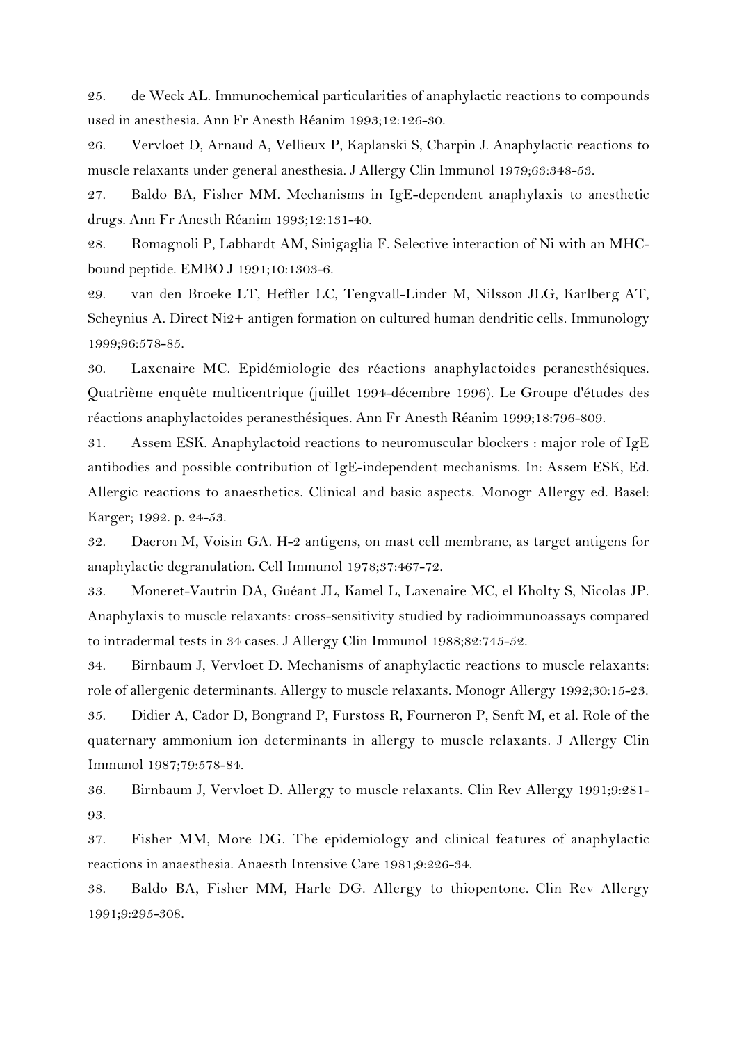25. de Weck AL. Immunochemical particularities of anaphylactic reactions to compounds used in anesthesia. Ann Fr Anesth Réanim 1993;12:126-30.

26. Vervloet D, Arnaud A, Vellieux P, Kaplanski S, Charpin J. Anaphylactic reactions to muscle relaxants under general anesthesia. J Allergy Clin Immunol 1979;63:348-53.

27. Baldo BA, Fisher MM. Mechanisms in IgE-dependent anaphylaxis to anesthetic drugs. Ann Fr Anesth Réanim 1993;12:131-40.

28. Romagnoli P, Labhardt AM, Sinigaglia F. Selective interaction of Ni with an MHC-bound peptide. EMBO J 1991;10:1303-6.

29. van den Broeke LT, Heffler LC, Tengvall-Linder M, Nilsson JLG, Karlberg AT, Scheynius A. Direct Ni2+ antigen formation on cultured human dendritic cells. Immunology 1999;96:578-85.

30. Laxenaire MC. Epidémiologie des réactions anaphylactoides peranesthésiques. Quatrième enquête multicentrique (juillet 1994-décembre 1996). Le Groupe d'études des réactions anaphylactoides peranesthésiques. Ann Fr Anesth Réanim 1999;18:796-809.

31. Assem ESK. Anaphylactoid reactions to neuromuscular blockers : major role of IgE antibodies and possible contribution of IgE-independent mechanisms. In: Assem ESK, Ed. Allergic reactions to anaesthetics. Clinical and basic aspects. Monogr Allergy ed. Basel: Karger; 1992. p. 24-53.

32. Daeron M, Voisin GA. H-2 antigens, on mast cell membrane, as target antigens for anaphylactic degranulation. Cell Immunol 1978;37:467-72.

33. Moneret-Vautrin DA, Guéant JL, Kamel L, Laxenaire MC, el Kholty S, Nicolas JP. Anaphylaxis to muscle relaxants: cross-sensitivity studied by radioimmunoassays compared to intradermal tests in 34 cases. J Allergy Clin Immunol 1988;82:745-52.

34. Birnbaum J, Vervloet D. Mechanisms of anaphylactic reactions to muscle relaxants: role of allergenic determinants. Allergy to muscle relaxants. Monogr Allergy 1992;30:15-23.

35. Didier A, Cador D, Bongrand P, Furstoss R, Fourneron P, Senft M, et al. Role of the quaternary ammonium ion determinants in allergy to muscle relaxants. J Allergy Clin Immunol 1987;79:578-84.

36. Birnbaum J, Vervloet D. Allergy to muscle relaxants. Clin Rev Allergy 1991;9:281-93.

37. Fisher MM, More DG. The epidemiology and clinical features of anaphylactic reactions in anaesthesia. Anaesth Intensive Care 1981;9:226-34.

38. Baldo BA, Fisher MM, Harle DG. Allergy to thiopentone. Clin Rev Allergy 1991;9:295-308.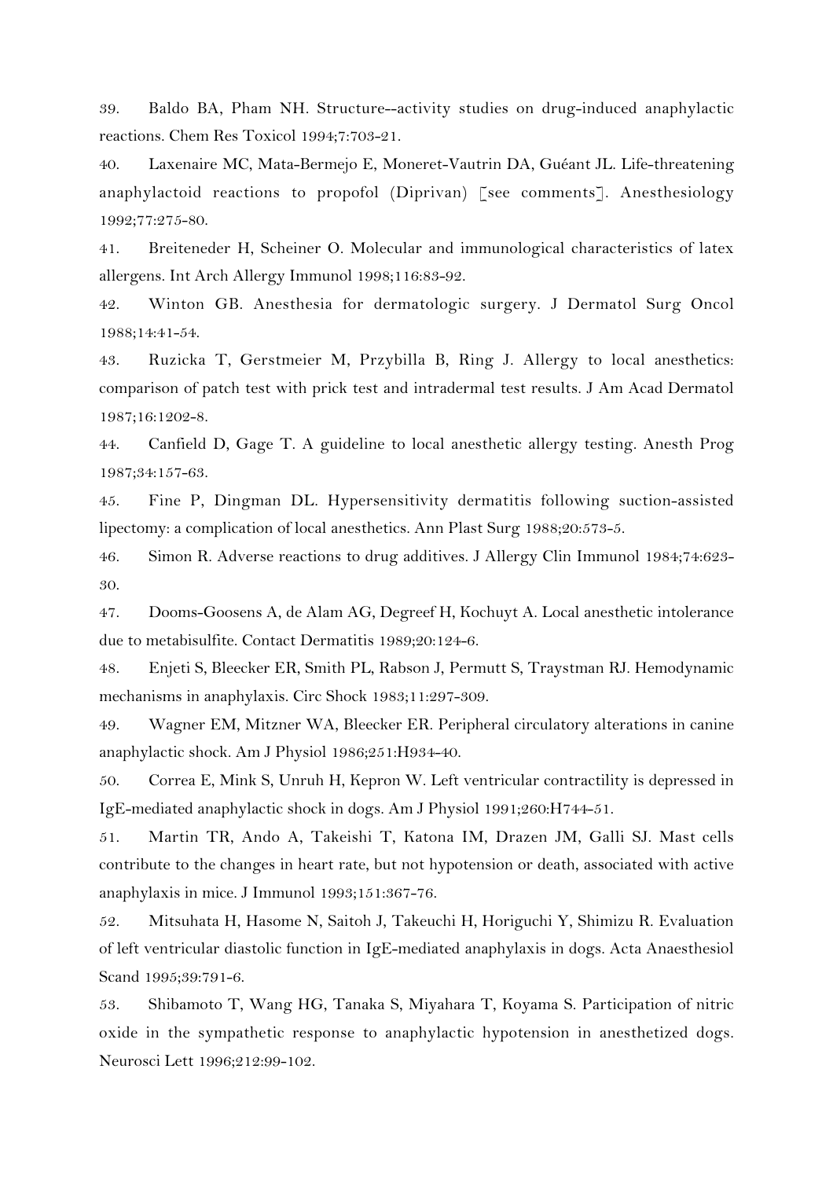39. Baldo BA, Pham NH. Structure--activity studies on drug-induced anaphylactic reactions. Chem Res Toxicol 1994;7:703-21.

40. Laxenaire MC, Mata-Bermejo E, Moneret-Vautrin DA, Guéant JL. Life-threatening anaphylactoid reactions to propofol (Diprivan) [see comments]. Anesthesiology 1992;77:275-80.

41. Breiteneder H, Scheiner O. Molecular and immunological characteristics of latex allergens. Int Arch Allergy Immunol 1998;116:83-92.

42. Winton GB. Anesthesia for dermatologic surgery. J Dermatol Surg Oncol 1988;14:41-54.

43. Ruzicka T, Gerstmeier M, Przybilla B, Ring J. Allergy to local anesthetics: comparison of patch test with prick test and intradermal test results. J Am Acad Dermatol 1987;16:1202-8.

44. Canfield D, Gage T. A guideline to local anesthetic allergy testing. Anesth Prog 1987;34:157-63.

45. Fine P, Dingman DL. Hypersensitivity dermatitis following suction-assisted lipectomy: a complication of local anesthetics. Ann Plast Surg 1988;20:573-5.

46. Simon R. Adverse reactions to drug additives. J Allergy Clin Immunol 1984;74:623-30.

47. Dooms-Goosens A, de Alam AG, Degreef H, Kochuyt A. Local anesthetic intolerance due to metabisulfite. Contact Dermatitis 1989;20:124-6.

48. Enjeti S, Bleecker ER, Smith PL, Rabson J, Permutt S, Traystman RJ. Hemodynamic mechanisms in anaphylaxis. Circ Shock 1983;11:297-309.

49. Wagner EM, Mitzner WA, Bleecker ER. Peripheral circulatory alterations in canine anaphylactic shock. Am J Physiol 1986;251:H934-40.

50. Correa E, Mink S, Unruh H, Kepron W. Left ventricular contractility is depressed in IgE-mediated anaphylactic shock in dogs. Am J Physiol 1991;260:H744-51.

51. Martin TR, Ando A, Takeishi T, Katona IM, Drazen JM, Galli SJ. Mast cells contribute to the changes in heart rate, but not hypotension or death, associated with active anaphylaxis in mice. J Immunol 1993;151:367-76.

52. Mitsuhata H, Hasome N, Saitoh J, Takeuchi H, Horiguchi Y, Shimizu R. Evaluation of left ventricular diastolic function in IgE-mediated anaphylaxis in dogs. Acta Anaesthesiol Scand 1995;39:791-6.

53. Shibamoto T, Wang HG, Tanaka S, Miyahara T, Koyama S. Participation of nitric oxide in the sympathetic response to anaphylactic hypotension in anesthetized dogs. Neurosci Lett 1996;212:99-102.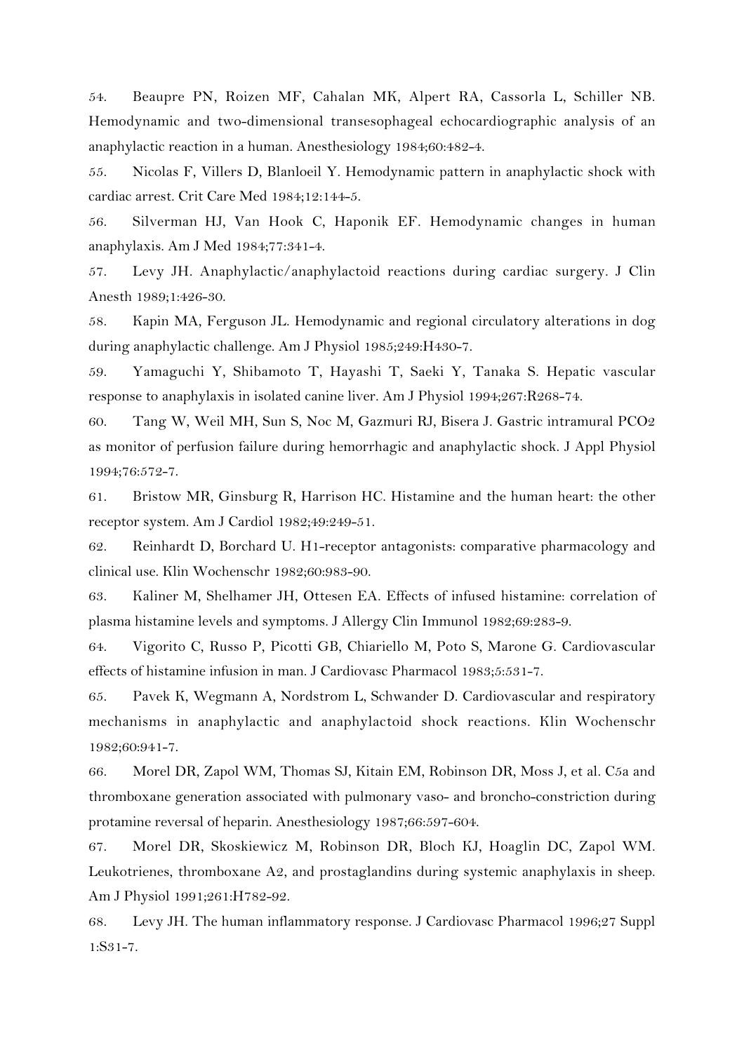54. Beaupre PN, Roizen MF, Cahalan MK, Alpert RA, Cassorla L, Schiller NB. Hemodynamic and two-dimensional transesophageal echocardiographic analysis of an anaphylactic reaction in a human. Anesthesiology 1984;60:482-4.

55. Nicolas F, Villers D, Blanloeil Y. Hemodynamic pattern in anaphylactic shock with cardiac arrest. Crit Care Med 1984;12:144-5.

56. Silverman HJ, Van Hook C, Haponik EF. Hemodynamic changes in human anaphylaxis. Am J Med 1984;77:341-4.

57. Levy JH. Anaphylactic/anaphylactoid reactions during cardiac surgery. J Clin Anesth 1989;1:426-30.

58. Kapin MA, Ferguson JL. Hemodynamic and regional circulatory alterations in dog during anaphylactic challenge. Am J Physiol 1985;249:H430-7.

59. Yamaguchi Y, Shibamoto T, Hayashi T, Saeki Y, Tanaka S. Hepatic vascular response to anaphylaxis in isolated canine liver. Am J Physiol 1994;267:R268-74.

60. Tang W, Weil MH, Sun S, Noc M, Gazmuri RJ, Bisera J. Gastric intramural $PCO_2$ as monitor of perfusion failure during hemorrhagic and anaphylactic shock. J Appl Physiol 1994;76:572-7.

61. Bristow MR, Ginsburg R, Harrison HC. Histamine and the human heart: the other receptor system. Am J Cardiol 1982;49:249-51.

62. Reinhardt D, Borchard U. H1-receptor antagonists: comparative pharmacology and clinical use. Klin Wochenschr 1982;60:983-90.

63. Kaliner M, Shelhamer JH, Ottesen EA. Effects of infused histamine: correlation of plasma histamine levels and symptoms. J Allergy Clin Immunol 1982;69:283-9.

64. Vigorito C, Russo P, Picotti GB, Chiariello M, Poto S, Marone G. Cardiovascular effects of histamine infusion in man. J Cardiovasc Pharmacol 1983;5:531-7.

65. Pavek K, Wegmann A, Nordstrom L, Schwander D. Cardiovascular and respiratory mechanisms in anaphylactic and anaphylactoid shock reactions. Klin Wochenschr 1982;60:941-7.

66. Morel DR, Zapol WM, Thomas SJ, Kitain EM, Robinson DR, Moss J, et al. C5a and thromboxane generation associated with pulmonary vaso- and broncho-constriction during protamine reversal of heparin. Anesthesiology 1987;66:597-604.

67. Morel DR, Skoskiewicz M, Robinson DR, Bloch KJ, Hoaglin DC, Zapol WM. Leukotrienes, thromboxane A2, and prostaglandins during systemic anaphylaxis in sheep. Am J Physiol 1991;261:H782-92.

68. Levy JH. The human inflammatory response. J Cardiovasc Pharmacol 1996;27 Suppl 1:S31-7.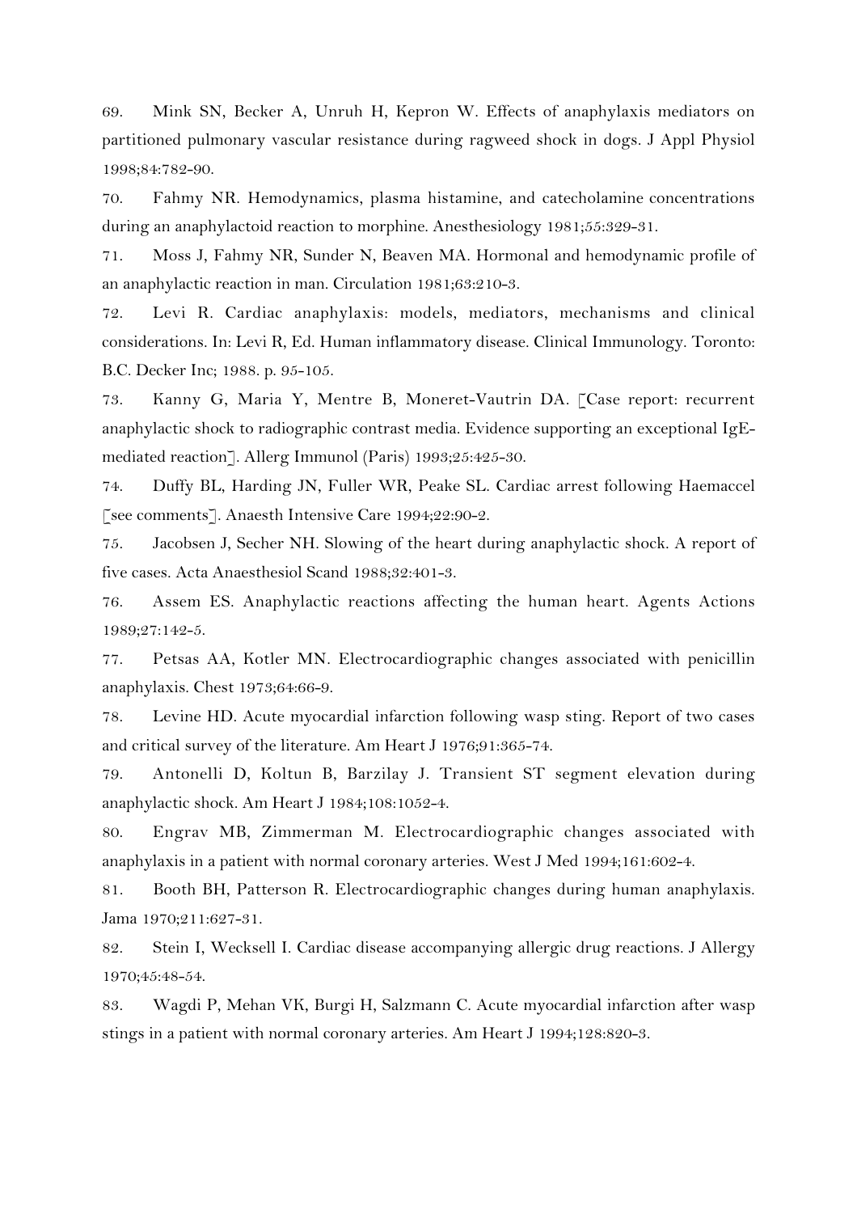69. Mink SN, Becker A, Unruh H, Kepron W. Effects of anaphylaxis mediators on partitioned pulmonary vascular resistance during ragweed shock in dogs. J Appl Physiol 1998;84:782-90.

70. Fahmy NR. Hemodynamics, plasma histamine, and catecholamine concentrations during an anaphylactoid reaction to morphine. Anesthesiology 1981;55:329-31.

71. Moss J, Fahmy NR, Sunder N, Beaven MA. Hormonal and hemodynamic profile of an anaphylactic reaction in man. Circulation 1981;63:210-3.

72. Levi R. Cardiac anaphylaxis: models, mediators, mechanisms and clinical considerations. In: Levi R, Ed. Human inflammatory disease. Clinical Immunology. Toronto: B.C. Decker Inc; 1988. p. 95-105.

73. Kanny G, Maria Y, Mentre B, Moneret-Vautrin DA. [Case report: recurrent anaphylactic shock to radiographic contrast media. Evidence supporting an exceptional IgE-mediated reaction]. Allerg Immunol (Paris) 1993;25:425-30.

74. Duffy BL, Harding JN, Fuller WR, Peake SL. Cardiac arrest following Haemaccel [see comments]. Anaesth Intensive Care 1994;22:90-2.

75. Jacobsen J, Secher NH. Slowing of the heart during anaphylactic shock. A report of five cases. Acta Anaesthesiol Scand 1988;32:401-3.

76. Assem ES. Anaphylactic reactions affecting the human heart. Agents Actions 1989;27:142-5.

77. Petsas AA, Kotler MN. Electrocardiographic changes associated with penicillin anaphylaxis. Chest 1973;64:66-9.

78. Levine HD. Acute myocardial infarction following wasp sting. Report of two cases and critical survey of the literature. Am Heart J 1976;91:365-74.

79. Antonelli D, Koltun B, Barzilay J. Transient ST segment elevation during anaphylactic shock. Am Heart J 1984;108:1052-4.

80. Engrav MB, Zimmerman M. Electrocardiographic changes associated with anaphylaxis in a patient with normal coronary arteries. West J Med 1994;161:602-4.

81. Booth BH, Patterson R. Electrocardiographic changes during human anaphylaxis. Jama 1970;211:627-31.

82. Stein I, Wecksell I. Cardiac disease accompanying allergic drug reactions. J Allergy 1970;45:48-54.

83. Wagdi P, Mehan VK, Burgi H, Salzmann C. Acute myocardial infarction after wasp stings in a patient with normal coronary arteries. Am Heart J 1994;128:820-3.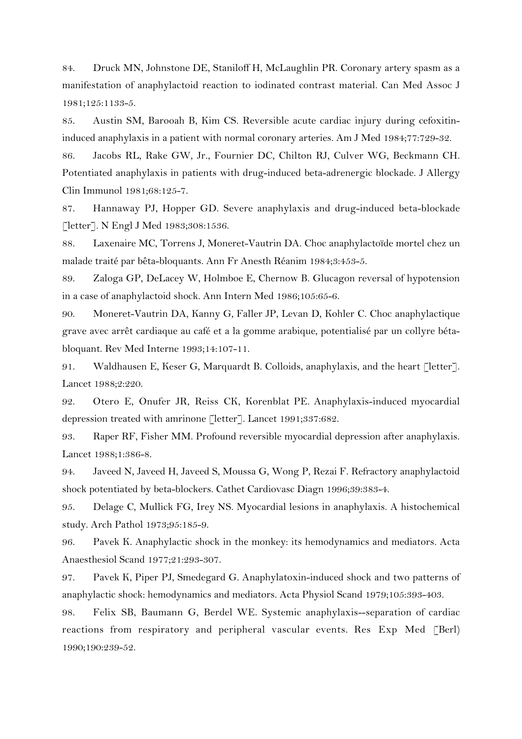84. Druck MN, Johnstone DE, Staniloff H, McLaughlin PR. Coronary artery spasm as a manifestation of anaphylactoid reaction to iodinated contrast material. Can Med Assoc J 1981;125:1133-5.

85. Austin SM, Barooah B, Kim CS. Reversible acute cardiac injury during cefoxitin-induced anaphylaxis in a patient with normal coronary arteries. Am J Med 1984;77:729-32.

86. Jacobs RL, Rake GW, Jr., Fournier DC, Chilton RJ, Culver WG, Beckmann CH. Potentiated anaphylaxis in patients with drug-induced beta-adrenergic blockade. J Allergy Clin Immunol 1981;68:125-7.

87. Hannaway PJ, Hopper GD. Severe anaphylaxis and drug-induced beta-blockade [letter]. N Engl J Med 1983;308:1536.

88. Laxenaire MC, Torrens J, Moneret-Vautrin DA. Choc anaphylactoïde mortel chez un malade traité par bêta-bloquants. Ann Fr Anesth Réanim 1984;3:453-5.

89. Zaloga GP, DeLacey W, Holmboe E, Chernow B. Glucagon reversal of hypotension in a case of anaphylactoid shock. Ann Intern Med 1986;105:65-6.

90. Moneret-Vautrin DA, Kanny G, Faller JP, Levan D, Kohler C. Choc anaphylactique grave avec arrêt cardiaque au café et a la gomme arabique, potentialisé par un collyre bêta-bloquant. Rev Med Interne 1993;14:107-11.

91. Waldhausen E, Keser G, Marquardt B. Colloids, anaphylaxis, and the heart [letter]. Lancet 1988;2:220.

92. Otero E, Onufer JR, Reiss CK, Korenblat PE. Anaphylaxis-induced myocardial depression treated with amrinone [letter]. Lancet 1991;337:682.

93. Raper RF, Fisher MM. Profound reversible myocardial depression after anaphylaxis. Lancet 1988;1:386-8.

94. Javeed N, Javeed H, Javeed S, Moussa G, Wong P, Rezai F. Refractory anaphylactoid shock potentiated by beta-blockers. Cathet Cardiovasc Diagn 1996;39:383-4.

95. Delage C, Mullick FG, Irey NS. Myocardial lesions in anaphylaxis. A histochemical study. Arch Pathol 1973;95:185-9.

96. Pavek K. Anaphylactic shock in the monkey: its hemodynamics and mediators. Acta Anaesthesiol Scand 1977;21:293-307.

97. Pavek K, Piper PJ, Smedegard G. Anaphylatoxin-induced shock and two patterns of anaphylactic shock: hemodynamics and mediators. Acta Physiol Scand 1979;105:393-403.

98. Felix SB, Baumann G, Berdel WE. Systemic anaphylaxis--separation of cardiac reactions from respiratory and peripheral vascular events. Res Exp Med [Berl) 1990;190:239-52.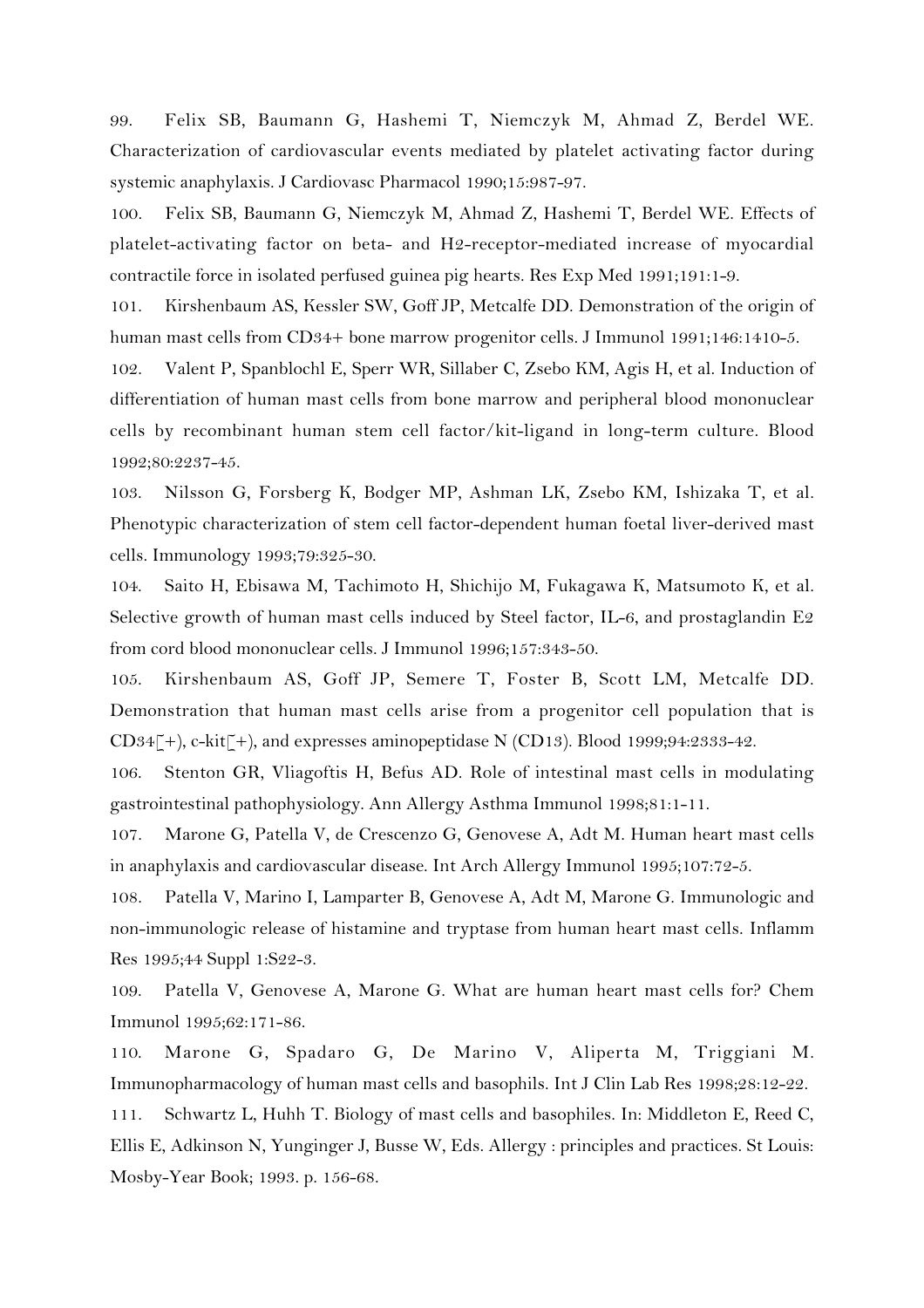99. Felix SB, Baumann G, Hashemi T, Niemczyk M, Ahmad Z, Berdel WE. Characterization of cardiovascular events mediated by platelet activating factor during systemic anaphylaxis. J Cardiovasc Pharmacol 1990;15:987-97.

100. Felix SB, Baumann G, Niemczyk M, Ahmad Z, Hashemi T, Berdel WE. Effects of platelet-activating factor on beta- and H2-receptor-mediated increase of myocardial contractile force in isolated perfused guinea pig hearts. Res Exp Med 1991;191:1-9.

101. Kirshenbaum AS, Kessler SW, Goff JP, Metcalfe DD. Demonstration of the origin of human mast cells from CD34+ bone marrow progenitor cells. J Immunol 1991;146:1410-5.

102. Valent P, Spanblochl E, Sperr WR, Sillaber C, Zsebo KM, Agis H, et al. Induction of differentiation of human mast cells from bone marrow and peripheral blood mononuclear cells by recombinant human stem cell factor/kit-ligand in long-term culture. Blood 1992;80:2237-45.

103. Nilsson G, Forsberg K, Bodger MP, Ashman LK, Zsebo KM, Ishizaka T, et al. Phenotypic characterization of stem cell factor-dependent human foetal liver-derived mast cells. Immunology 1993;79:325-30.

104. Saito H, Ebisawa M, Tachimoto H, Shichijo M, Fukagawa K, Matsumoto K, et al. Selective growth of human mast cells induced by Steel factor, IL-6, and prostaglandin E2 from cord blood mononuclear cells. J Immunol 1996;157:343-50.

105. Kirshenbaum AS, Goff JP, Semere T, Foster B, Scott LM, Metcalfe DD. Demonstration that human mast cells arise from a progenitor cell population that is CD34[+], c-kit[+], and expresses aminopeptidase N (CD13). Blood 1999;94:2333-42.

106. Stenton GR, Vliagoftis H, Befus AD. Role of intestinal mast cells in modulating gastrointestinal pathophysiology. Ann Allergy Asthma Immunol 1998;81:1-11.

107. Marone G, Patella V, de Crescenzo G, Genovese A, Adt M. Human heart mast cells in anaphylaxis and cardiovascular disease. Int Arch Allergy Immunol 1995;107:72-5.

108. Patella V, Marino I, Lamparter B, Genovese A, Adt M, Marone G. Immunologic and non-immunologic release of histamine and tryptase from human heart mast cells. Inflamm Res 1995;44 Suppl 1:S22-3.

109. Patella V, Genovese A, Marone G. What are human heart mast cells for? Chem Immunol 1995;62:171-86.

110. Marone G, Spadaro G, De Marino V, Aliperta M, Triggiani M. Immunopharmacology of human mast cells and basophils. Int J Clin Lab Res 1998;28:12-22.

111. Schwartz L, Huhh T. Biology of mast cells and basophiles. In: Middleton E, Reed C, Ellis E, Adkinson N, Yunginger J, Busse W, Eds. Allergy : principles and practices. St Louis: Mosby-Year Book; 1993. p. 156-68.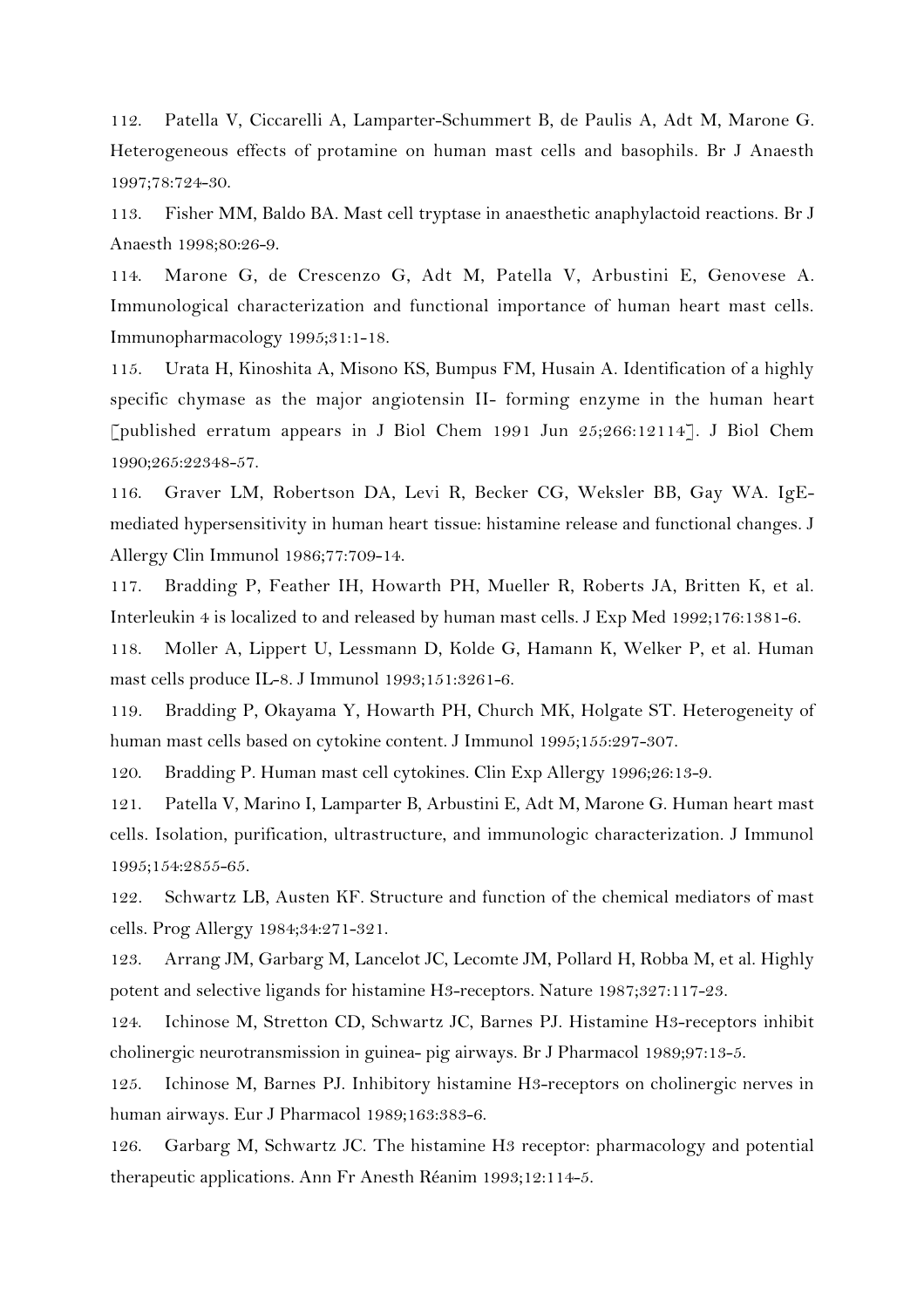112. Patella V, Ciccarelli A, Lamparter-Schummert B, de Paulis A, Adt M, Marone G. Heterogeneous effects of protamine on human mast cells and basophils. Br J Anaesth 1997;78:724-30.

113. Fisher MM, Baldo BA. Mast cell tryptase in anaesthetic anaphylactoid reactions. Br J Anaesth 1998;80:26-9.

114. Marone G, de Crescenzo G, Adt M, Patella V, Arbustini E, Genovese A. Immunological characterization and functional importance of human heart mast cells. Immunopharmacology 1995;31:1-18.

115. Urata H, Kinoshita A, Misono KS, Bumpus FM, Husain A. Identification of a highly specific chymase as the major angiotensin II- forming enzyme in the human heart [published erratum appears in J Biol Chem 1991 Jun 25;266:12114]. J Biol Chem 1990;265:22348-57.

116. Graver LM, Robertson DA, Levi R, Becker CG, Weksler BB, Gay WA. IgE-mediated hypersensitivity in human heart tissue: histamine release and functional changes. J Allergy Clin Immunol 1986;77:709-14.

117. Bradding P, Feather IH, Howarth PH, Mueller R, Roberts JA, Britten K, et al. Interleukin 4 is localized to and released by human mast cells. J Exp Med 1992;176:1381-6.

118. Moller A, Lippert U, Lessmann D, Kolde G, Hamann K, Welker P, et al. Human mast cells produce IL-8. J Immunol 1993;151:3261-6.

119. Bradding P, Okayama Y, Howarth PH, Church MK, Holgate ST. Heterogeneity of human mast cells based on cytokine content. J Immunol 1995;155:297-307.

120. Bradding P. Human mast cell cytokines. Clin Exp Allergy 1996;26:13-9.

121. Patella V, Marino I, Lamparter B, Arbustini E, Adt M, Marone G. Human heart mast cells. Isolation, purification, ultrastructure, and immunologic characterization. J Immunol 1995;154:2855-65.

122. Schwartz LB, Austen KF. Structure and function of the chemical mediators of mast cells. Prog Allergy 1984;34:271-321.

123. Arrang JM, Garbarg M, Lancelot JC, Lecomte JM, Pollard H, Robba M, et al. Highly potent and selective ligands for histamine H3-receptors. Nature 1987;327:117-23.

124. Ichinose M, Stretton CD, Schwartz JC, Barnes PJ. Histamine H3-receptors inhibit cholinergic neurotransmission in guinea- pig airways. Br J Pharmacol 1989;97:13-5.

125. Ichinose M, Barnes PJ. Inhibitory histamine H3-receptors on cholinergic nerves in human airways. Eur J Pharmacol 1989;163:383-6.

126. Garbarg M, Schwartz JC. The histamine H3 receptor: pharmacology and potential therapeutic applications. Ann Fr Anesth Réanim 1993;12:114-5.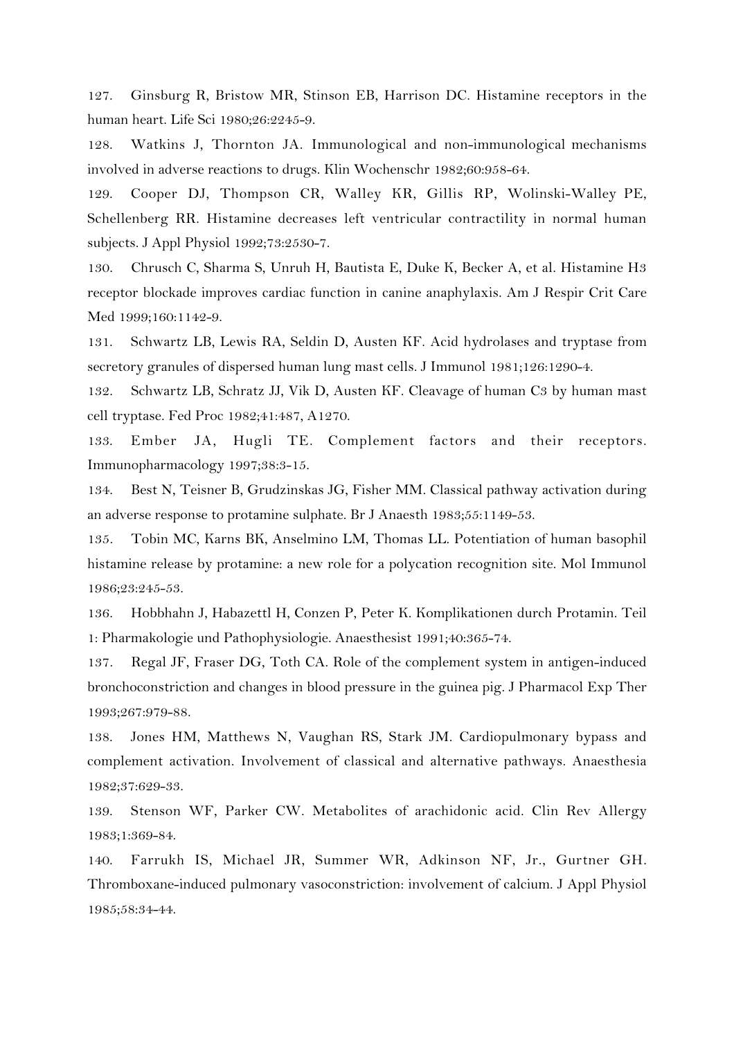127. Ginsburg R, Bristow MR, Stinson EB, Harrison DC. Histamine receptors in the human heart. Life Sci 1980;26:2245-9.

128. Watkins J, Thornton JA. Immunological and non-immunological mechanisms involved in adverse reactions to drugs. Klin Wochenschr 1982;60:958-64.

129. Cooper DJ, Thompson CR, Walley KR, Gillis RP, Wolinski-Walley PE, Schellenberg RR. Histamine decreases left ventricular contractility in normal human subjects. J Appl Physiol 1992;73:2530-7.

130. Chrusch C, Sharma S, Unruh H, Bautista E, Duke K, Becker A, et al. Histamine H3 receptor blockade improves cardiac function in canine anaphylaxis. Am J Respir Crit Care Med 1999;160:1142-9.

131. Schwartz LB, Lewis RA, Seldin D, Austen KF. Acid hydrolases and tryptase from secretory granules of dispersed human lung mast cells. J Immunol 1981;126:1290-4.

132. Schwartz LB, Schratz JJ, Vik D, Austen KF. Cleavage of human C3 by human mast cell tryptase. Fed Proc 1982;41:487, A1270.

133. Ember JA, Hugli TE. Complement factors and their receptors. Immunopharmacology 1997;38:3-15.

134. Best N, Teisner B, Grudzinskas JG, Fisher MM. Classical pathway activation during an adverse response to protamine sulphate. Br J Anaesth 1983;55:1149-53.

135. Tobin MC, Karns BK, Anselmino LM, Thomas LL. Potentiation of human basophil histamine release by protamine: a new role for a polycation recognition site. Mol Immunol 1986;23:245-53.

136. Hobbhahn J, Habazettl H, Conzen P, Peter K. Komplikationen durch Protamin. Teil 1: Pharmakologie und Pathophysiologie. Anaesthesist 1991;40:365-74.

137. Regal JF, Fraser DG, Toth CA. Role of the complement system in antigen-induced bronchoconstriction and changes in blood pressure in the guinea pig. J Pharmacol Exp Ther 1993;267:979-88.

138. Jones HM, Matthews N, Vaughan RS, Stark JM. Cardiopulmonary bypass and complement activation. Involvement of classical and alternative pathways. Anaesthesia 1982;37:629-33.

139. Stenson WF, Parker CW. Metabolites of arachidonic acid. Clin Rev Allergy 1983;1:369-84.

140. Farrukh IS, Michael JR, Summer WR, Adkinson NF, Jr., Gurtner GH. Thromboxane-induced pulmonary vasoconstriction: involvement of calcium. J Appl Physiol 1985;58:34-44.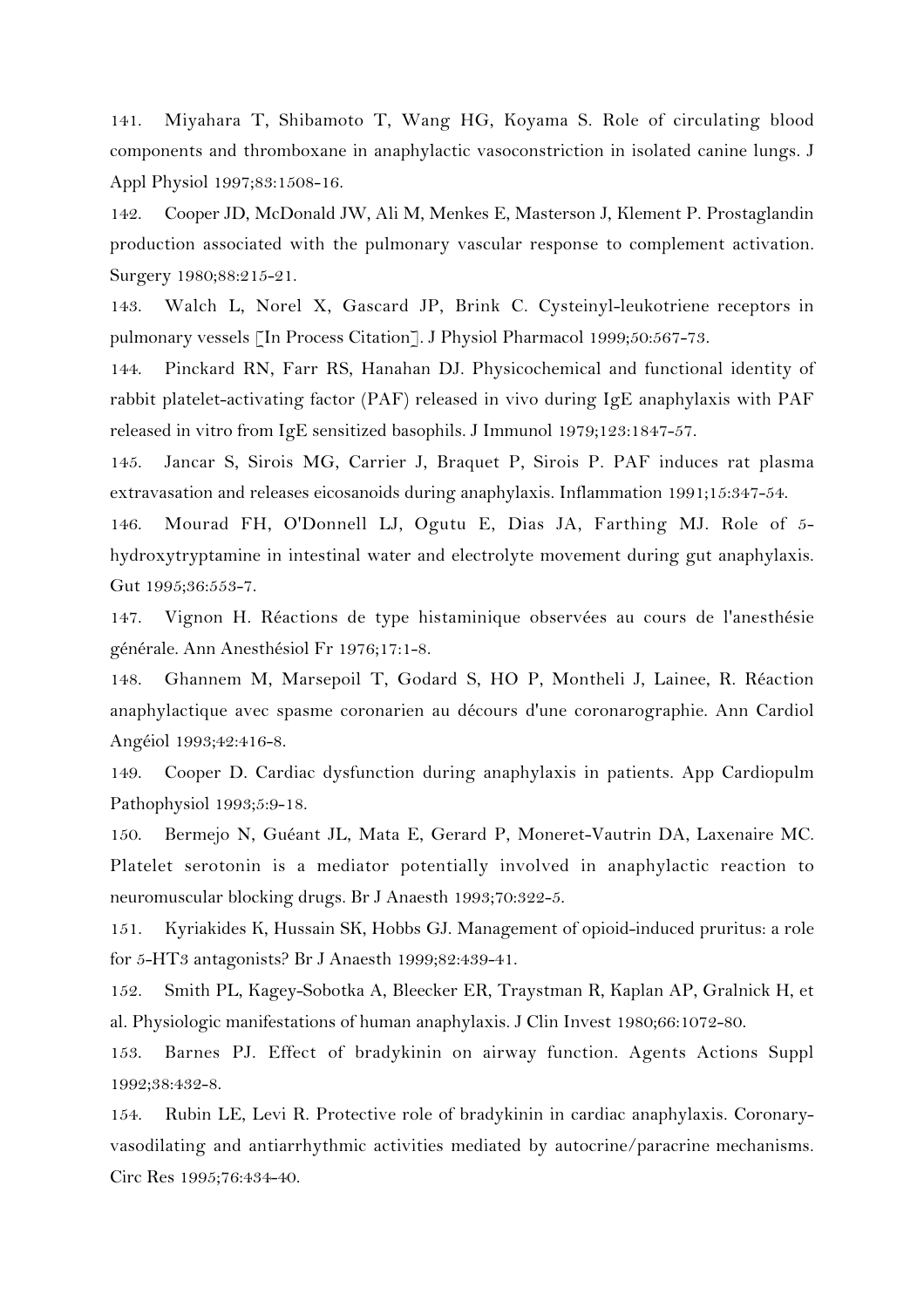141. Miyahara T, Shibamoto T, Wang HG, Koyama S. Role of circulating blood components and thromboxane in anaphylactic vasoconstriction in isolated canine lungs. J Appl Physiol 1997;83:1508-16.

142. Cooper JD, McDonald JW, Ali M, Menkes E, Masterson J, Klement P. Prostaglandin production associated with the pulmonary vascular response to complement activation. Surgery 1980;88:215-21.

143. Walch L, Norel X, Gascard JP, Brink C. Cysteinyl-leukotriene receptors in pulmonary vessels [In Process Citation]. J Physiol Pharmacol 1999;50:567-73.

144. Pinckard RN, Farr RS, Hanahan DJ. Physicochemical and functional identity of rabbit platelet-activating factor (PAF) released in vivo during IgE anaphylaxis with PAF released in vitro from IgE sensitized basophils. J Immunol 1979;123:1847-57.

145. Jancar S, Sirois MG, Carrier J, Braquet P, Sirois P. PAF induces rat plasma extravasation and releases eicosanoids during anaphylaxis. Inflammation 1991;15:347-54.

146. Mourad FH, O'Donnell LJ, Ogutu E, Dias JA, Farthing MJ. Role of 5-hydroxytryptamine in intestinal water and electrolyte movement during gut anaphylaxis. Gut 1995;36:553-7.

147. Vignon H. Réactions de type histaminique observées au cours de l'anesthésie générale. Ann Anesthésiol Fr 1976;17:1-8.

148. Ghannem M, Marsepoil T, Godard S, HO P, Montheli J, Lainee, R. Réaction anaphylactique avec spasme coronarien au décours d'une coronarographie. Ann Cardiol Angéiol 1993;42:416-8.

149. Cooper D. Cardiac dysfunction during anaphylaxis in patients. App Cardiopulm Pathophysiol 1993;5:9-18.

150. Bermejo N, Guéant JL, Mata E, Gerard P, Moneret-Vautrin DA, Laxenaire MC. Platelet serotonin is a mediator potentially involved in anaphylactic reaction to neuromuscular blocking drugs. Br J Anaesth 1993;70:322-5.

151. Kyriakides K, Hussain SK, Hobbs GJ. Management of opioid-induced pruritus: a role for 5-HT3 antagonists? Br J Anaesth 1999;82:439-41.

152. Smith PL, Kagey-Sobotka A, Bleecker ER, Traystman R, Kaplan AP, Gralnick H, et al. Physiologic manifestations of human anaphylaxis. J Clin Invest 1980;66:1072-80.

153. Barnes PJ. Effect of bradykinin on airway function. Agents Actions Suppl 1992;38:432-8.

154. Rubin LE, Levi R. Protective role of bradykinin in cardiac anaphylaxis. Coronary-vasodilating and antiarrhythmic activities mediated by autocrine/paracrine mechanisms. Circ Res 1995;76:434-40.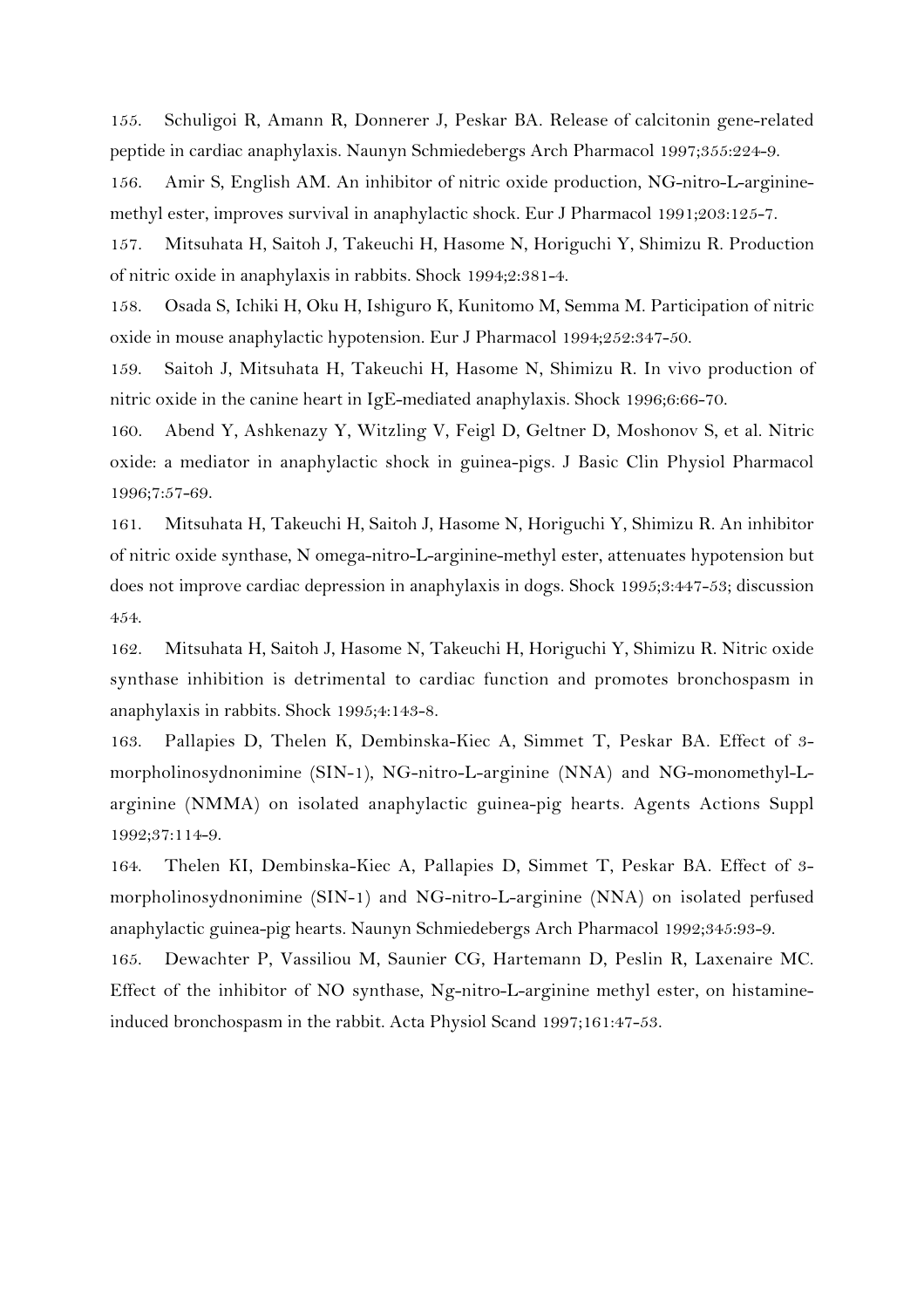155. Schuligoi R, Amann R, Donnerer J, Peskar BA. Release of calcitonin gene-related peptide in cardiac anaphylaxis. Naunyn Schmiedebergs Arch Pharmacol 1997;355:224-9.

156. Amir S, English AM. An inhibitor of nitric oxide production, NG-nitro-L-arginine-methyl ester, improves survival in anaphylactic shock. Eur J Pharmacol 1991;203:125-7.

157. Mitsuhata H, Saitoh J, Takeuchi H, Hasome N, Horiguchi Y, Shimizu R. Production of nitric oxide in anaphylaxis in rabbits. Shock 1994;2:381-4.

158. Osada S, Ichiki H, Oku H, Ishiguro K, Kunitomo M, Semma M. Participation of nitric oxide in mouse anaphylactic hypotension. Eur J Pharmacol 1994;252:347-50.

159. Saitoh J, Mitsuhata H, Takeuchi H, Hasome N, Shimizu R. In vivo production of nitric oxide in the canine heart in IgE-mediated anaphylaxis. Shock 1996;6:66-70.

160. Abend Y, Ashkenazy Y, Witzling V, Feigl D, Geltner D, Moshonov S, et al. Nitric oxide: a mediator in anaphylactic shock in guinea-pigs. J Basic Clin Physiol Pharmacol 1996;7:57-69.

161. Mitsuhata H, Takeuchi H, Saitoh J, Hasome N, Horiguchi Y, Shimizu R. An inhibitor of nitric oxide synthase, N omega-nitro-L-arginine-methyl ester, attenuates hypotension but does not improve cardiac depression in anaphylaxis in dogs. Shock 1995;3:447-53; discussion 454.

162. Mitsuhata H, Saitoh J, Hasome N, Takeuchi H, Horiguchi Y, Shimizu R. Nitric oxide synthase inhibition is detrimental to cardiac function and promotes bronchospasm in anaphylaxis in rabbits. Shock 1995;4:143-8.

163. Pallapies D, Thelen K, Dembinska-Kiec A, Simmet T, Peskar BA. Effect of 3-morpholinosydnonimine (SIN-1), NG-nitro-L-arginine (NNA) and NG-monomethyl-L-arginine (NMMA) on isolated anaphylactic guinea-pig hearts. Agents Actions Suppl 1992;37:114-9.

164. Thelen KI, Dembinska-Kiec A, Pallapies D, Simmet T, Peskar BA. Effect of 3-morpholinosydnonimine (SIN-1) and NG-nitro-L-arginine (NNA) on isolated perfused anaphylactic guinea-pig hearts. Naunyn Schmiedebergs Arch Pharmacol 1992;345:93-9.

165. Dewachter P, Vassiliou M, Saunier CG, Hartemann D, Peslin R, Laxenaire MC. Effect of the inhibitor of NO synthase, Ng-nitro-L-arginine methyl ester, on histamine-induced bronchospasm in the rabbit. Acta Physiol Scand 1997;161:47-53.